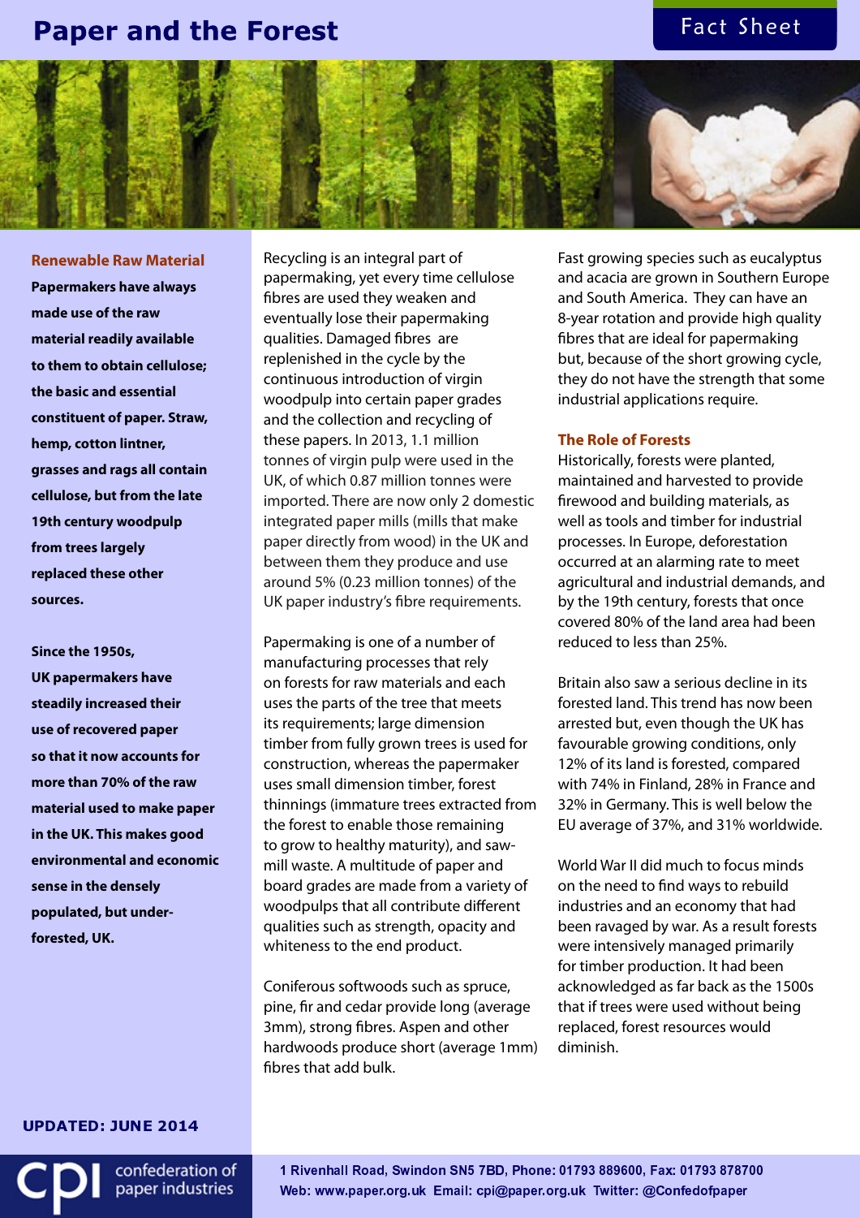# Paper and the Forest

Fact Sheet

## Renewable Raw Material

**Papermakers have always made use of the raw material readily available to them to obtain cellulose; the basic and essential constituent of paper. Straw, hemp, cotton lintner, grasses and rags all contain cellulose, but from the late 19th century woodpulp from trees largely replaced these other sources.**

**Since the 1950s, UK papermakers have steadily increased their use of recovered paper so that it now accounts for more than 70% of the raw material used to make paper in the UK. This makes good environmental and economic sense in the densely populated, but under-forested, UK.**

Recycling is an integral part of papermaking, yet every time cellulose fibres are used they weaken and eventually lose their papermaking qualities. Damaged fibres are replenished in the cycle by the continuous introduction of virgin woodpulp into certain paper grades and the collection and recycling of these papers. In 2013, 1.1 million tonnes of virgin pulp were used in the UK, of which 0.87 million tonnes were imported. There are now only 2 domestic integrated paper mills (mills that make paper directly from wood) in the UK and between them they produce and use around 5% (0.23 million tonnes) of the UK paper industry's fibre requirements.

Papermaking is one of a number of manufacturing processes that rely on forests for raw materials and each uses the parts of the tree that meets its requirements; large dimension timber from fully grown trees is used for construction, whereas the papermaker uses small dimension timber, forest thinnings (immature trees extracted from the forest to enable those remaining to grow to healthy maturity), and saw-mill waste. A multitude of paper and board grades are made from a variety of woodpulps that all contribute different qualities such as strength, opacity and whiteness to the end product.

Coniferous softwoods such as spruce, pine, fir and cedar provide long (average 3mm), strong fibres. Aspen and other hardwoods produce short (average 1mm) fibres that add bulk.

Fast growing species such as eucalyptus and acacia are grown in Southern Europe and South America. They can have an 8-year rotation and provide high quality fibres that are ideal for papermaking but, because of the short growing cycle, they do not have the strength that some industrial applications require.

## The Role of Forests

Historically, forests were planted, maintained and harvested to provide firewood and building materials, as well as tools and timber for industrial processes. In Europe, deforestation occurred at an alarming rate to meet agricultural and industrial demands, and by the 19th century, forests that once covered 80% of the land area had been reduced to less than 25%.

Britain also saw a serious decline in its forested land. This trend has now been arrested but, even though the UK has favourable growing conditions, only 12% of its land is forested, compared with 74% in Finland, 28% in France and 32% in Germany. This is well below the EU average of 37%, and 31% worldwide.

World War II did much to focus minds on the need to find ways to rebuild industries and an economy that had been ravaged by war. As a result forests were intensively managed primarily for timber production. It had been acknowledged as far back as the 1500s that if trees were used without being replaced, forest resources would diminish.

**UPDATED: JUNE 2014**

cpi confederation of paper industries

1 Rivenhall Road, Swindon SN5 7BD, Phone: 01793 889600, Fax: 01793 878700
Web: www.paper.org.uk Email: cpi@paper.org.uk Twitter: @Confedofpaper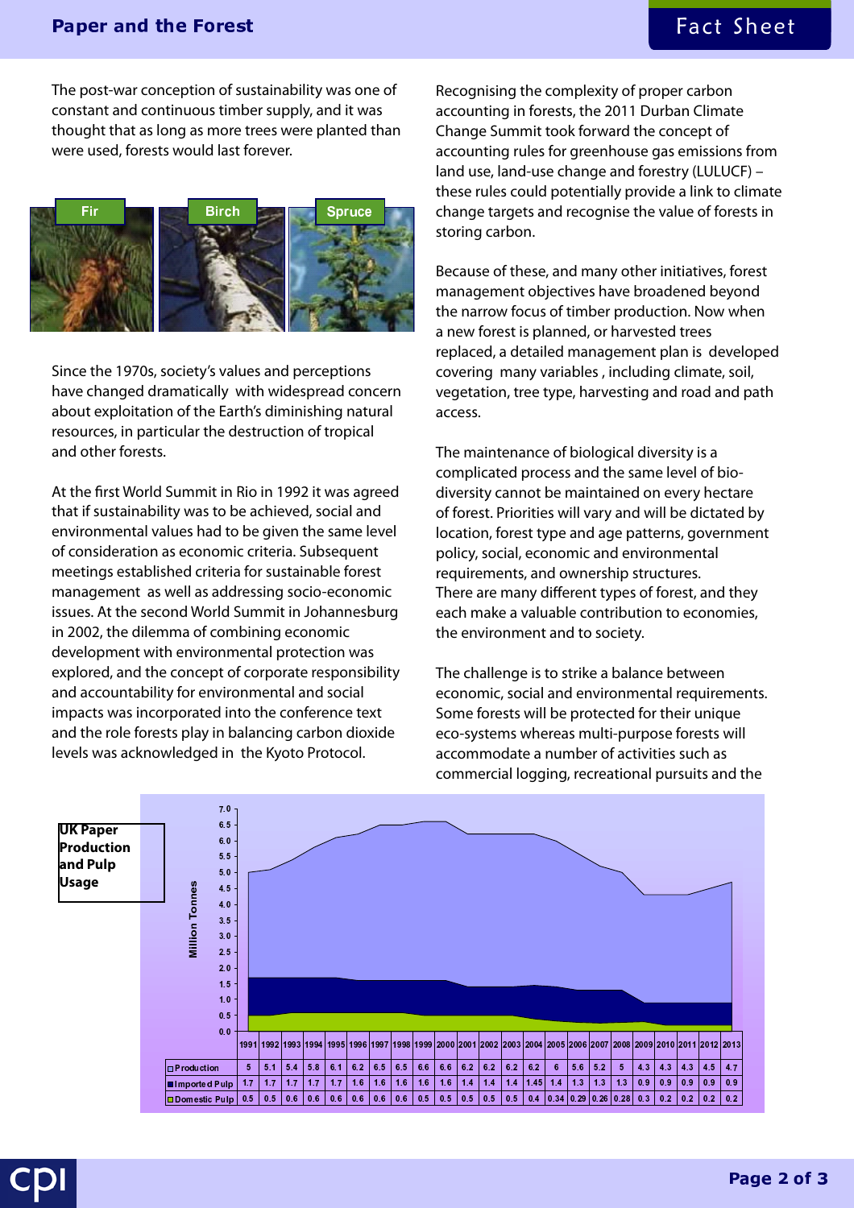The post-war conception of sustainability was one of constant and continuous timber supply, and it was thought that as long as more trees were planted than were used, forests would last forever.

Fir

Birch

Spruce

Since the 1970s, society's values and perceptions have changed dramatically with widespread concern about exploitation of the Earth's diminishing natural resources, in particular the destruction of tropical and other forests.

At the first World Summit in Rio in 1992 it was agreed that if sustainability was to be achieved, social and environmental values had to be given the same level of consideration as economic criteria. Subsequent meetings established criteria for sustainable forest management as well as addressing socio-economic issues. At the second World Summit in Johannesburg in 2002, the dilemma of combining economic development with environmental protection was explored, and the concept of corporate responsibility and accountability for environmental and social impacts was incorporated into the conference text and the role forests play in balancing carbon dioxide levels was acknowledged in the Kyoto Protocol.

Recognising the complexity of proper carbon accounting in forests, the 2011 Durban Climate Change Summit took forward the concept of accounting rules for greenhouse gas emissions from land use, land-use change and forestry (LULUCF) – these rules could potentially provide a link to climate change targets and recognise the value of forests in storing carbon.

Because of these, and many other initiatives, forest management objectives have broadened beyond the narrow focus of timber production. Now when a new forest is planned, or harvested trees replaced, a detailed management plan is developed covering many variables, including climate, soil, vegetation, tree type, harvesting and road and path access.

The maintenance of biological diversity is a complicated process and the same level of bio-diversity cannot be maintained on every hectare of forest. Priorities will vary and will be dictated by location, forest type and age patterns, government policy, social, economic and environmental requirements, and ownership structures. There are many different types of forest, and they each make a valuable contribution to economies, the environment and to society.

The challenge is to strike a balance between economic, social and environmental requirements. Some forests will be protected for their unique eco-systems whereas multi-purpose forests will accommodate a number of activities such as commercial logging, recreational pursuits and the

**UK Paper Production and Pulp Usage** (Million Tonnes)

| | 1991 | 1992 | 1993 | 1994 | 1995 | 1996 | 1997 | 1998 | 1999 | 2000 | 2001 | 2002 | 2003 | 2004 | 2005 | 2006 | 2007 | 2008 | 2009 | 2010 | 2011 | 2012 | 2013 |
|---|---|---|---|---|---|---|---|---|---|---|---|---|---|---|---|---|---|---|---|---|---|---|---|
| Production | 5 | 5.1 | 5.4 | 5.8 | 6.1 | 6.2 | 6.5 | 6.5 | 6.6 | 6.6 | 6.2 | 6.2 | 6.2 | 6.2 | 6 | 5.6 | 5.2 | 5 | 4.3 | 4.3 | 4.3 | 4.5 | 4.7 |
| Imported Pulp | 1.7 | 1.7 | 1.7 | 1.7 | 1.7 | 1.6 | 1.6 | 1.6 | 1.6 | 1.6 | 1.4 | 1.4 | 1.4 | 1.45 | 1.4 | 1.3 | 1.3 | 1.3 | 0.9 | 0.9 | 0.9 | 0.9 | 0.9 |
| Domestic Pulp | 0.5 | 0.5 | 0.6 | 0.6 | 0.6 | 0.6 | 0.6 | 0.6 | 0.5 | 0.5 | 0.5 | 0.5 | 0.5 | 0.4 | 0.34 | 0.29 | 0.26 | 0.28 | 0.3 | 0.2 | 0.2 | 0.2 | 0.2 |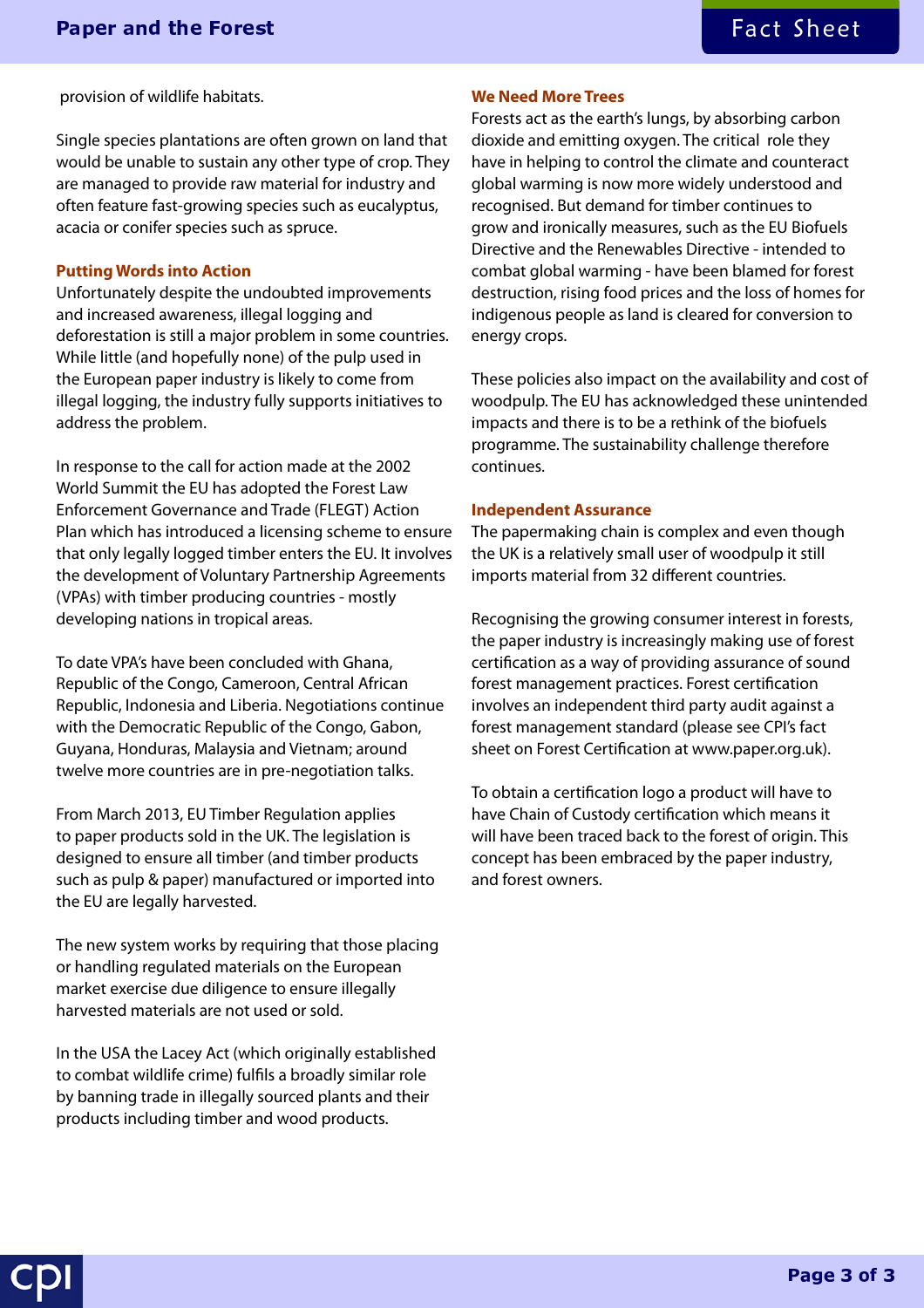provision of wildlife habitats.

Single species plantations are often grown on land that would be unable to sustain any other type of crop. They are managed to provide raw material for industry and often feature fast-growing species such as eucalyptus, acacia or conifer species such as spruce.

### Putting Words into Action

Unfortunately despite the undoubted improvements and increased awareness, illegal logging and deforestation is still a major problem in some countries. While little (and hopefully none) of the pulp used in the European paper industry is likely to come from illegal logging, the industry fully supports initiatives to address the problem.

In response to the call for action made at the 2002 World Summit the EU has adopted the Forest Law Enforcement Governance and Trade (FLEGT) Action Plan which has introduced a licensing scheme to ensure that only legally logged timber enters the EU. It involves the development of Voluntary Partnership Agreements (VPAs) with timber producing countries - mostly developing nations in tropical areas.

To date VPA's have been concluded with Ghana, Republic of the Congo, Cameroon, Central African Republic, Indonesia and Liberia. Negotiations continue with the Democratic Republic of the Congo, Gabon, Guyana, Honduras, Malaysia and Vietnam; around twelve more countries are in pre-negotiation talks.

From March 2013, EU Timber Regulation applies to paper products sold in the UK. The legislation is designed to ensure all timber (and timber products such as pulp & paper) manufactured or imported into the EU are legally harvested.

The new system works by requiring that those placing or handling regulated materials on the European market exercise due diligence to ensure illegally harvested materials are not used or sold.

In the USA the Lacey Act (which originally established to combat wildlife crime) fulfils a broadly similar role by banning trade in illegally sourced plants and their products including timber and wood products.

### We Need More Trees

Forests act as the earth's lungs, by absorbing carbon dioxide and emitting oxygen. The critical role they have in helping to control the climate and counteract global warming is now more widely understood and recognised. But demand for timber continues to grow and ironically measures, such as the EU Biofuels Directive and the Renewables Directive - intended to combat global warming - have been blamed for forest destruction, rising food prices and the loss of homes for indigenous people as land is cleared for conversion to energy crops.

These policies also impact on the availability and cost of woodpulp. The EU has acknowledged these unintended impacts and there is to be a rethink of the biofuels programme. The sustainability challenge therefore continues.

### Independent Assurance

The papermaking chain is complex and even though the UK is a relatively small user of woodpulp it still imports material from 32 different countries.

Recognising the growing consumer interest in forests, the paper industry is increasingly making use of forest certification as a way of providing assurance of sound forest management practices. Forest certification involves an independent third party audit against a forest management standard (please see CPI's fact sheet on Forest Certification at www.paper.org.uk).

To obtain a certification logo a product will have to have Chain of Custody certification which means it will have been traced back to the forest of origin. This concept has been embraced by the paper industry, and forest owners.